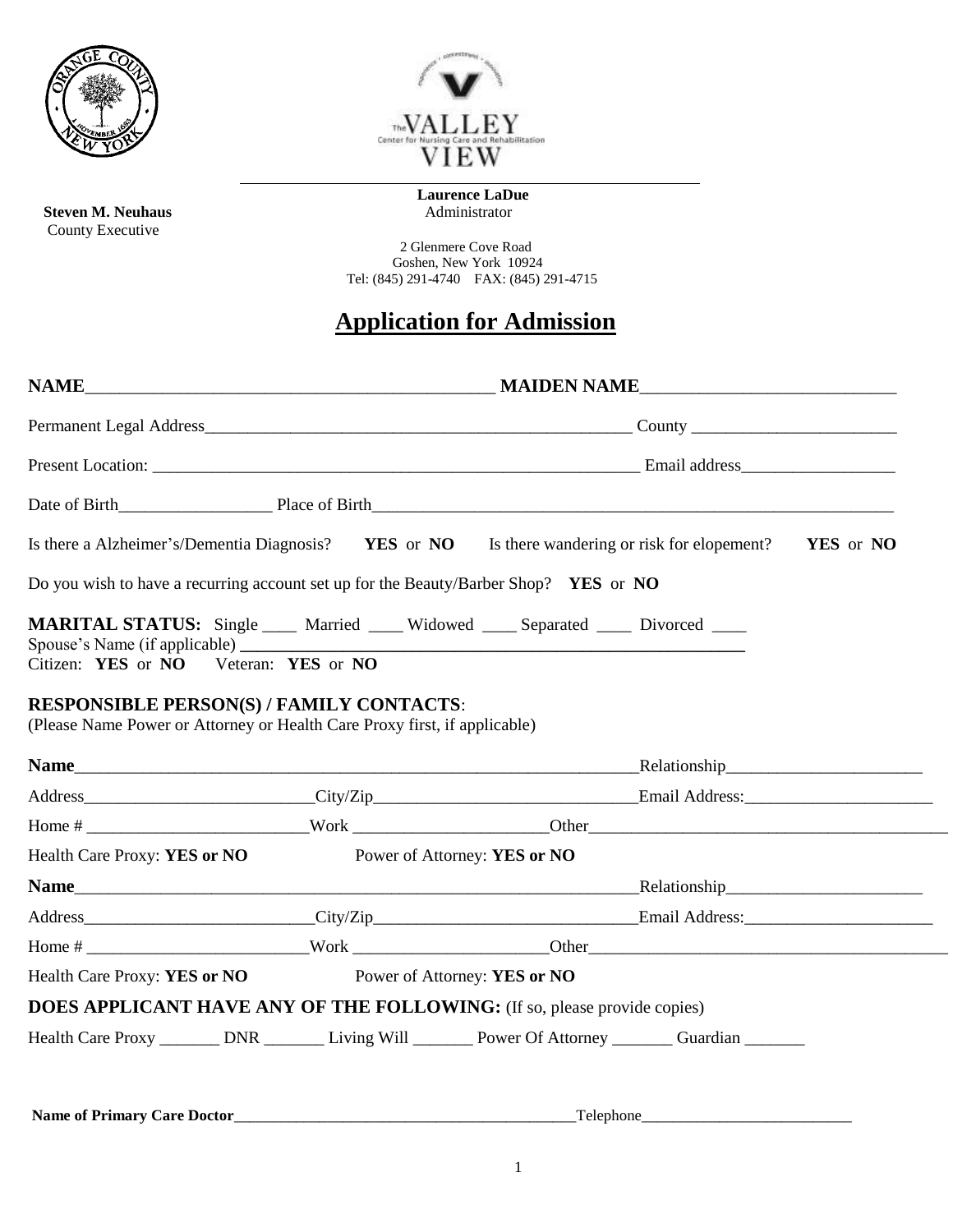Steven M. Neuhaus
County Executive

**Laurence LaDue**
Administrator

2 Glenmere Cove Road
Goshen, New York 10924
Tel: (845) 291-4740 FAX: (845) 291-4715

# Application for Admission

**NAME**_______________________________________________ **MAIDEN NAME**____________________________

Permanent Legal Address__________________________________________________ County ________________________

Present Location: _________________________________________________________ Email address_________________

Date of Birth_________________ Place of Birth______________________________________________________________

Is there a Alzheimer's/Dementia Diagnosis? **YES** or **NO** Is there wandering or risk for elopement? **YES** or **NO**

Do you wish to have a recurring account set up for the Beauty/Barber Shop? **YES** or **NO**

**MARITAL STATUS:** Single ____ Married ____ Widowed ____ Separated ____ Divorced ____
Spouse's Name (if applicable) ___________________________________________________________
Citizen: **YES** or **NO** Veteran: **YES** or **NO**

**RESPONSIBLE PERSON(S) / FAMILY CONTACTS**:
(Please Name Power or Attorney or Health Care Proxy first, if applicable)

**Name**___________________________________________________________________Relationship______________________

Address__________________________City/Zip______________________________Email Address:______________________

Home # __________________________Work ______________________Other__________________________________________

Health Care Proxy: **YES or NO** Power of Attorney: **YES or NO**

**Name**___________________________________________________________________Relationship______________________

Address__________________________City/Zip______________________________Email Address:______________________

Home # __________________________Work ______________________Other__________________________________________

Health Care Proxy: **YES or NO** Power of Attorney: **YES or NO**

**DOES APPLICANT HAVE ANY OF THE FOLLOWING:** (If so, please provide copies)

Health Care Proxy _______ DNR _______ Living Will _______ Power Of Attorney _______ Guardian _______

**Name of Primary Care Doctor**___________________________________________Telephone__________________________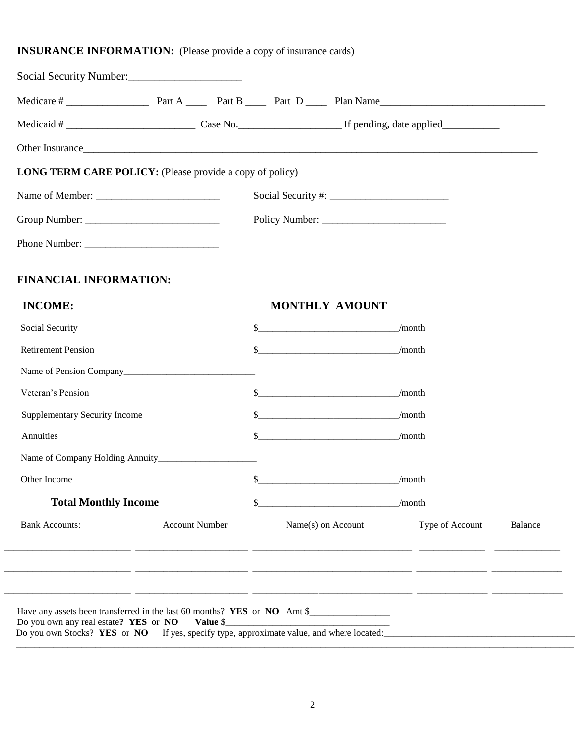## INSURANCE INFORMATION: (Please provide a copy of insurance cards)

Social Security Number:____________________

Medicare # ________________ Part A ____ Part B ____ Part D ____ Plan Name________________________________

Medicaid # _________________________ Case No.___________________ If pending, date applied___________

Other Insurance_______________________________________________________________________________________

## LONG TERM CARE POLICY: (Please provide a copy of policy)

Name of Member: ________________________ Social Security #: ______________________

Group Number: __________________________ Policy Number: ________________________

Phone Number: __________________________

## FINANCIAL INFORMATION:

| INCOME: | MONTHLY AMOUNT |
|---|---|
| Social Security | $____________________________/month |
| Retirement Pension | $____________________________/month |
| Name of Pension Company___________________________ | |
| Veteran's Pension | $____________________________/month |
| Supplementary Security Income | $____________________________/month |
| Annuities | $____________________________/month |
| Name of Company Holding Annuity_____________________ | |
| Other Income | $____________________________/month |
| **Total Monthly Income** | $____________________________/month |

| Bank Accounts: | Account Number | Name(s) on Account | Type of Account | Balance |
|---|---|---|---|---|
| | | | | |
| | | | | |
| | | | | |

Have any assets been transferred in the last 60 months? **YES** or **NO** Amt $_________________

Do you own any real estate**? YES** or **NO** **Value** $___________________________________

Do you own Stocks? **YES** or **NO** If yes, specify type, approximate value, and where located:_______________________________________

_______________________________________________________________________________________________________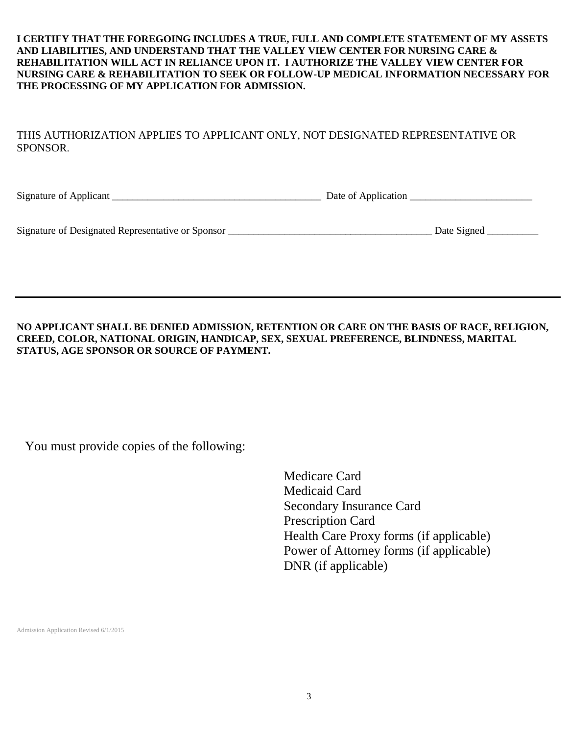**I CERTIFY THAT THE FOREGOING INCLUDES A TRUE, FULL AND COMPLETE STATEMENT OF MY ASSETS AND LIABILITIES, AND UNDERSTAND THAT THE VALLEY VIEW CENTER FOR NURSING CARE & REHABILITATION WILL ACT IN RELIANCE UPON IT. I AUTHORIZE THE VALLEY VIEW CENTER FOR NURSING CARE & REHABILITATION TO SEEK OR FOLLOW-UP MEDICAL INFORMATION NECESSARY FOR THE PROCESSING OF MY APPLICATION FOR ADMISSION.**

THIS AUTHORIZATION APPLIES TO APPLICANT ONLY, NOT DESIGNATED REPRESENTATIVE OR SPONSOR.

Signature of Applicant ________________________________________ Date of Application ________________________

Signature of Designated Representative or Sponsor ________________________________________ Date Signed __________

---

**NO APPLICANT SHALL BE DENIED ADMISSION, RETENTION OR CARE ON THE BASIS OF RACE, RELIGION, CREED, COLOR, NATIONAL ORIGIN, HANDICAP, SEX, SEXUAL PREFERENCE, BLINDNESS, MARITAL STATUS, AGE SPONSOR OR SOURCE OF PAYMENT.**

You must provide copies of the following:

- Medicare Card
- Medicaid Card
- Secondary Insurance Card
- Prescription Card
- Health Care Proxy forms (if applicable)
- Power of Attorney forms (if applicable)
- DNR (if applicable)

Admission Application Revised 6/1/2015